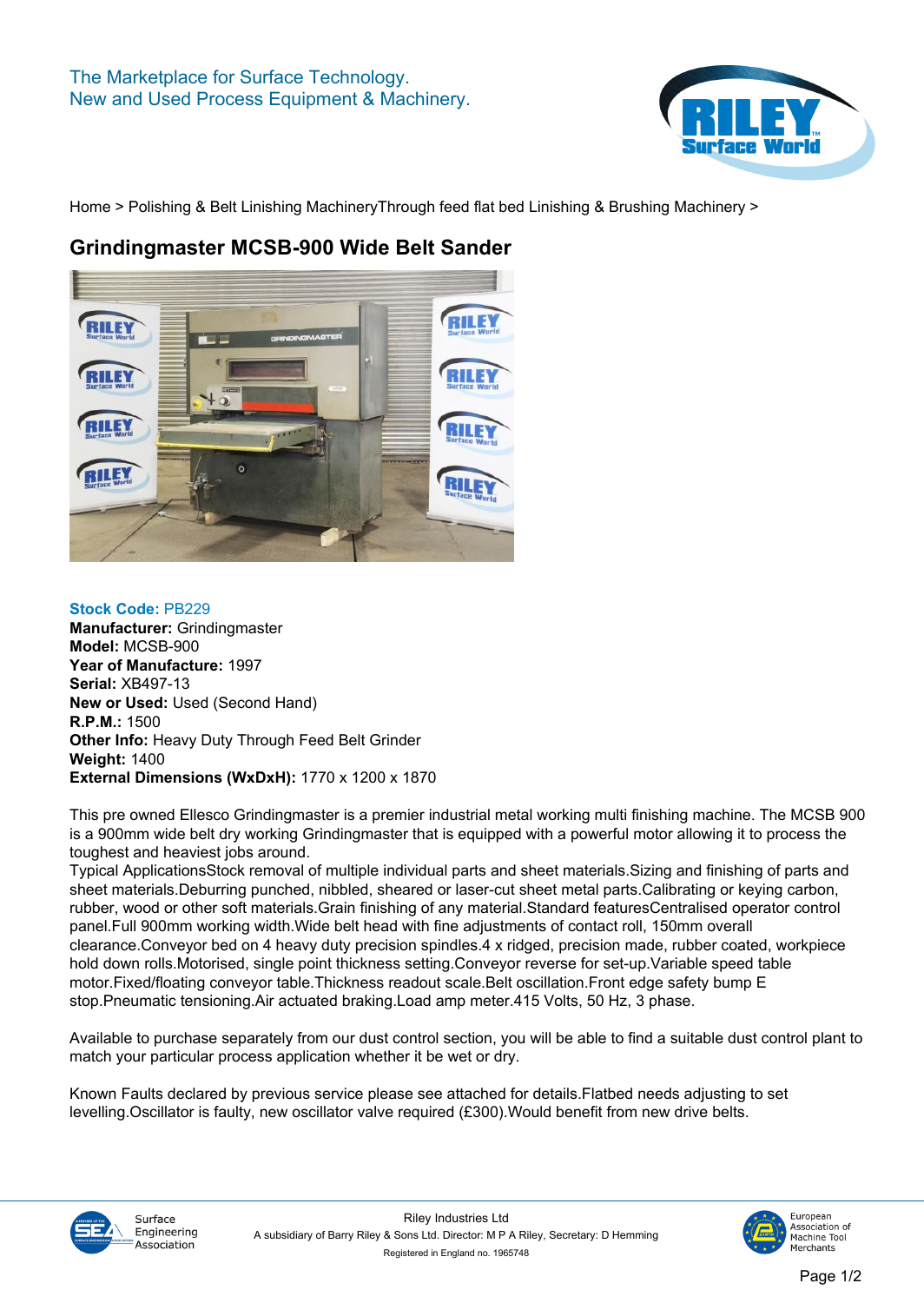The Marketplace for Surface Technology.
New and Used Process Equipment & Machinery.

Home > Polishing & Belt Linishing MachineryThrough feed flat bed Linishing & Brushing Machinery >

# Grindingmaster MCSB-900 Wide Belt Sander

**Stock Code:** PB229
**Manufacturer:** Grindingmaster
**Model:** MCSB-900
**Year of Manufacture:** 1997
**Serial:** XB497-13
**New or Used:** Used (Second Hand)
**R.P.M.:** 1500
**Other Info:** Heavy Duty Through Feed Belt Grinder
**Weight:** 1400
**External Dimensions (WxDxH):** 1770 x 1200 x 1870

This pre owned Ellesco Grindingmaster is a premier industrial metal working multi finishing machine. The MCSB 900 is a 900mm wide belt dry working Grindingmaster that is equipped with a powerful motor allowing it to process the toughest and heaviest jobs around.
Typical ApplicationsStock removal of multiple individual parts and sheet materials.Sizing and finishing of parts and sheet materials.Deburring punched, nibbled, sheared or laser-cut sheet metal parts.Calibrating or keying carbon, rubber, wood or other soft materials.Grain finishing of any material.Standard featuresCentralised operator control panel.Full 900mm working width.Wide belt head with fine adjustments of contact roll, 150mm overall clearance.Conveyor bed on 4 heavy duty precision spindles.4 x ridged, precision made, rubber coated, workpiece hold down rolls.Motorised, single point thickness setting.Conveyor reverse for set-up.Variable speed table motor.Fixed/floating conveyor table.Thickness readout scale.Belt oscillation.Front edge safety bump E stop.Pneumatic tensioning.Air actuated braking.Load amp meter.415 Volts, 50 Hz, 3 phase.

Available to purchase separately from our dust control section, you will be able to find a suitable dust control plant to match your particular process application whether it be wet or dry.

Known Faults declared by previous service please see attached for details.Flatbed needs adjusting to set levelling.Oscillator is faulty, new oscillator valve required (£300).Would benefit from new drive belts.

Surface Engineering Association

Riley Industries Ltd
A subsidiary of Barry Riley & Sons Ltd. Director: M P A Riley, Secretary: D Hemming
Registered in England no. 1965748

European Association of Machine Tool Merchants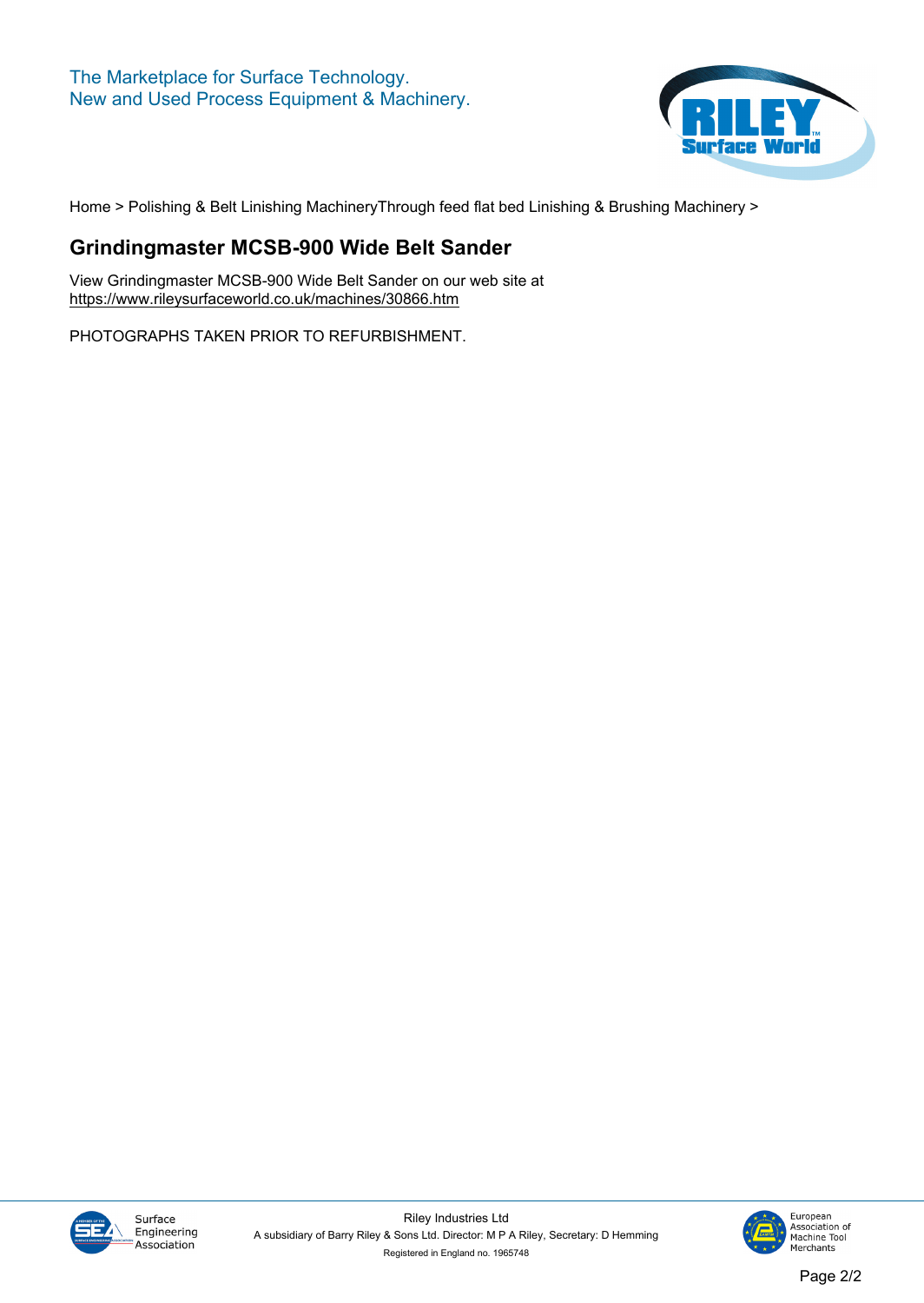The Marketplace for Surface Technology.
New and Used Process Equipment & Machinery.

Home > Polishing & Belt Linishing MachineryThrough feed flat bed Linishing & Brushing Machinery >

## Grindingmaster MCSB-900 Wide Belt Sander

View Grindingmaster MCSB-900 Wide Belt Sander on our web site at
https://www.rileysurfaceworld.co.uk/machines/30866.htm

PHOTOGRAPHS TAKEN PRIOR TO REFURBISHMENT.

Riley Industries Ltd
A subsidiary of Barry Riley & Sons Ltd. Director: M P A Riley, Secretary: D Hemming
Registered in England no. 1965748